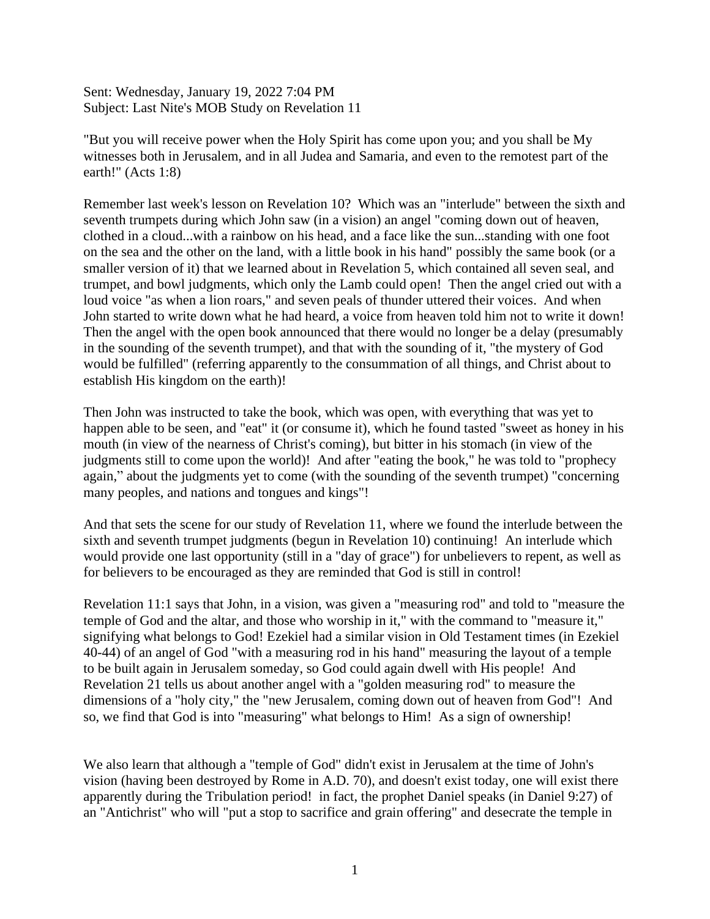Sent: Wednesday, January 19, 2022 7:04 PM
Subject: Last Nite's MOB Study on Revelation 11

"But you will receive power when the Holy Spirit has come upon you; and you shall be My witnesses both in Jerusalem, and in all Judea and Samaria, and even to the remotest part of the earth!" (Acts 1:8)

Remember last week's lesson on Revelation 10? Which was an "interlude" between the sixth and seventh trumpets during which John saw (in a vision) an angel "coming down out of heaven, clothed in a cloud...with a rainbow on his head, and a face like the sun...standing with one foot on the sea and the other on the land, with a little book in his hand" possibly the same book (or a smaller version of it) that we learned about in Revelation 5, which contained all seven seal, and trumpet, and bowl judgments, which only the Lamb could open! Then the angel cried out with a loud voice "as when a lion roars," and seven peals of thunder uttered their voices. And when John started to write down what he had heard, a voice from heaven told him not to write it down! Then the angel with the open book announced that there would no longer be a delay (presumably in the sounding of the seventh trumpet), and that with the sounding of it, "the mystery of God would be fulfilled" (referring apparently to the consummation of all things, and Christ about to establish His kingdom on the earth)!

Then John was instructed to take the book, which was open, with everything that was yet to happen able to be seen, and "eat" it (or consume it), which he found tasted "sweet as honey in his mouth (in view of the nearness of Christ's coming), but bitter in his stomach (in view of the judgments still to come upon the world)! And after "eating the book," he was told to "prophecy again," about the judgments yet to come (with the sounding of the seventh trumpet) "concerning many peoples, and nations and tongues and kings"!

And that sets the scene for our study of Revelation 11, where we found the interlude between the sixth and seventh trumpet judgments (begun in Revelation 10) continuing! An interlude which would provide one last opportunity (still in a "day of grace") for unbelievers to repent, as well as for believers to be encouraged as they are reminded that God is still in control!

Revelation 11:1 says that John, in a vision, was given a "measuring rod" and told to "measure the temple of God and the altar, and those who worship in it," with the command to "measure it," signifying what belongs to God! Ezekiel had a similar vision in Old Testament times (in Ezekiel 40-44) of an angel of God "with a measuring rod in his hand" measuring the layout of a temple to be built again in Jerusalem someday, so God could again dwell with His people! And Revelation 21 tells us about another angel with a "golden measuring rod" to measure the dimensions of a "holy city," the "new Jerusalem, coming down out of heaven from God"! And so, we find that God is into "measuring" what belongs to Him! As a sign of ownership!

We also learn that although a "temple of God" didn't exist in Jerusalem at the time of John's vision (having been destroyed by Rome in A.D. 70), and doesn't exist today, one will exist there apparently during the Tribulation period! in fact, the prophet Daniel speaks (in Daniel 9:27) of an "Antichrist" who will "put a stop to sacrifice and grain offering" and desecrate the temple in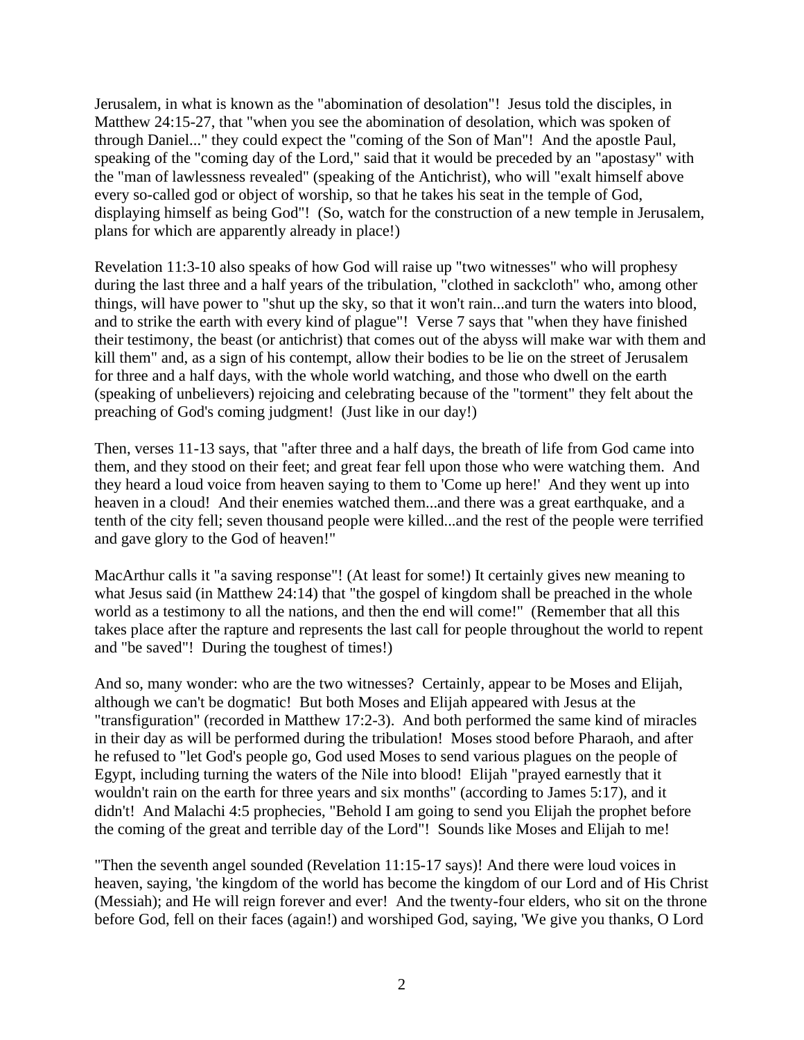Jerusalem, in what is known as the "abomination of desolation"! Jesus told the disciples, in Matthew 24:15-27, that "when you see the abomination of desolation, which was spoken of through Daniel..." they could expect the "coming of the Son of Man"! And the apostle Paul, speaking of the "coming day of the Lord," said that it would be preceded by an "apostasy" with the "man of lawlessness revealed" (speaking of the Antichrist), who will "exalt himself above every so-called god or object of worship, so that he takes his seat in the temple of God, displaying himself as being God"! (So, watch for the construction of a new temple in Jerusalem, plans for which are apparently already in place!)

Revelation 11:3-10 also speaks of how God will raise up "two witnesses" who will prophesy during the last three and a half years of the tribulation, "clothed in sackcloth" who, among other things, will have power to "shut up the sky, so that it won't rain...and turn the waters into blood, and to strike the earth with every kind of plague"! Verse 7 says that "when they have finished their testimony, the beast (or antichrist) that comes out of the abyss will make war with them and kill them" and, as a sign of his contempt, allow their bodies to be lie on the street of Jerusalem for three and a half days, with the whole world watching, and those who dwell on the earth (speaking of unbelievers) rejoicing and celebrating because of the "torment" they felt about the preaching of God's coming judgment! (Just like in our day!)

Then, verses 11-13 says, that "after three and a half days, the breath of life from God came into them, and they stood on their feet; and great fear fell upon those who were watching them. And they heard a loud voice from heaven saying to them to 'Come up here!' And they went up into heaven in a cloud! And their enemies watched them...and there was a great earthquake, and a tenth of the city fell; seven thousand people were killed...and the rest of the people were terrified and gave glory to the God of heaven!"

MacArthur calls it "a saving response"! (At least for some!) It certainly gives new meaning to what Jesus said (in Matthew 24:14) that "the gospel of kingdom shall be preached in the whole world as a testimony to all the nations, and then the end will come!" (Remember that all this takes place after the rapture and represents the last call for people throughout the world to repent and "be saved"! During the toughest of times!)

And so, many wonder: who are the two witnesses? Certainly, appear to be Moses and Elijah, although we can't be dogmatic! But both Moses and Elijah appeared with Jesus at the "transfiguration" (recorded in Matthew 17:2-3). And both performed the same kind of miracles in their day as will be performed during the tribulation! Moses stood before Pharaoh, and after he refused to "let God's people go, God used Moses to send various plagues on the people of Egypt, including turning the waters of the Nile into blood! Elijah "prayed earnestly that it wouldn't rain on the earth for three years and six months" (according to James 5:17), and it didn't! And Malachi 4:5 prophecies, "Behold I am going to send you Elijah the prophet before the coming of the great and terrible day of the Lord"! Sounds like Moses and Elijah to me!

"Then the seventh angel sounded (Revelation 11:15-17 says)! And there were loud voices in heaven, saying, 'the kingdom of the world has become the kingdom of our Lord and of His Christ (Messiah); and He will reign forever and ever! And the twenty-four elders, who sit on the throne before God, fell on their faces (again!) and worshiped God, saying, 'We give you thanks, O Lord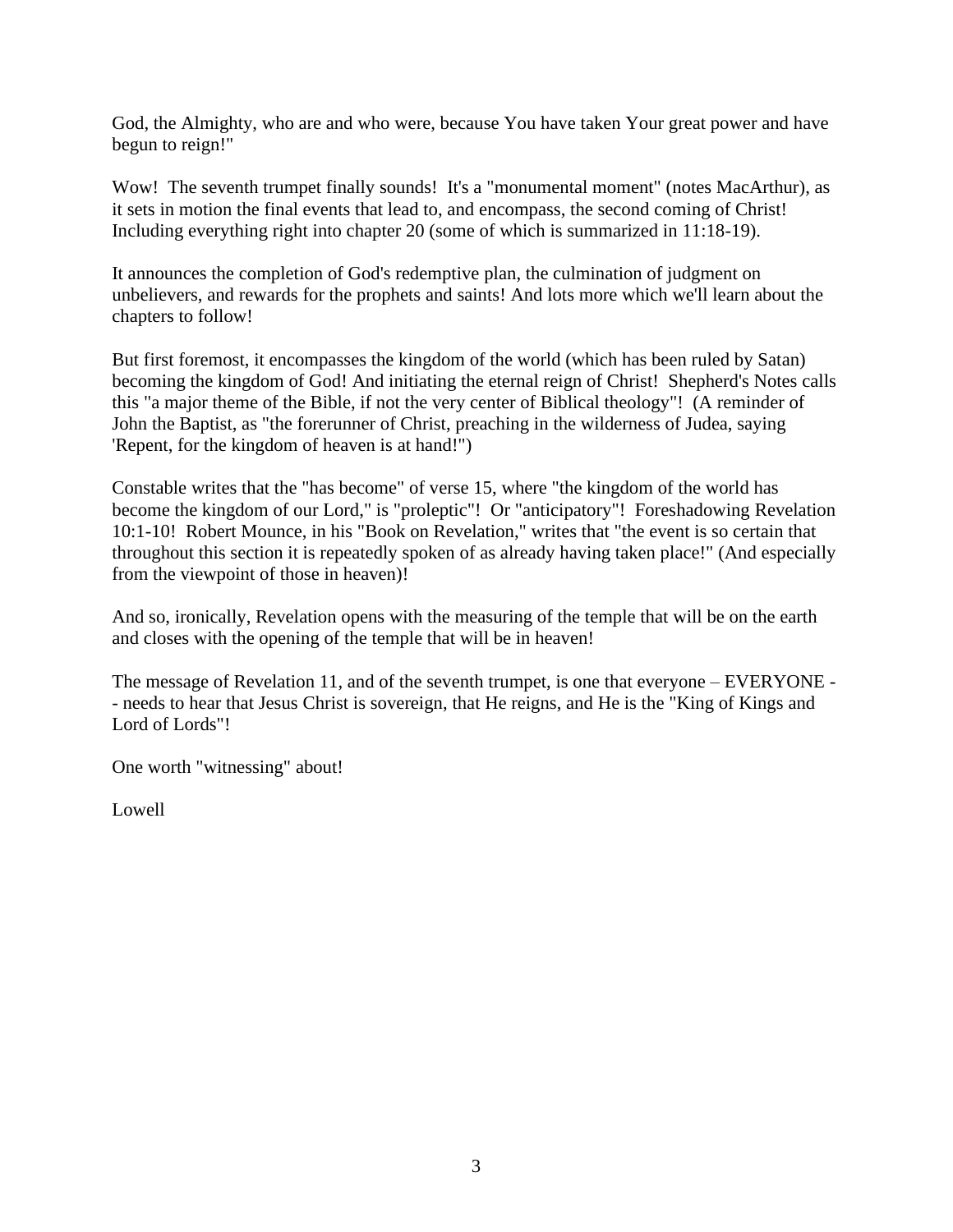God, the Almighty, who are and who were, because You have taken Your great power and have begun to reign!"

Wow!  The seventh trumpet finally sounds!  It's a "monumental moment" (notes MacArthur), as it sets in motion the final events that lead to, and encompass, the second coming of Christ! Including everything right into chapter 20 (some of which is summarized in 11:18-19).

It announces the completion of God's redemptive plan, the culmination of judgment on unbelievers, and rewards for the prophets and saints! And lots more which we'll learn about the chapters to follow!

But first foremost, it encompasses the kingdom of the world (which has been ruled by Satan) becoming the kingdom of God! And initiating the eternal reign of Christ!  Shepherd's Notes calls this "a major theme of the Bible, if not the very center of Biblical theology"!  (A reminder of John the Baptist, as "the forerunner of Christ, preaching in the wilderness of Judea, saying 'Repent, for the kingdom of heaven is at hand!")

Constable writes that the "has become" of verse 15, where "the kingdom of the world has become the kingdom of our Lord," is "proleptic"!  Or "anticipatory"!  Foreshadowing Revelation 10:1-10!  Robert Mounce, in his "Book on Revelation," writes that "the event is so certain that throughout this section it is repeatedly spoken of as already having taken place!" (And especially from the viewpoint of those in heaven)!

And so, ironically, Revelation opens with the measuring of the temple that will be on the earth and closes with the opening of the temple that will be in heaven!

The message of Revelation 11, and of the seventh trumpet, is one that everyone – EVERYONE -- needs to hear that Jesus Christ is sovereign, that He reigns, and He is the "King of Kings and Lord of Lords"!

One worth "witnessing" about!

Lowell